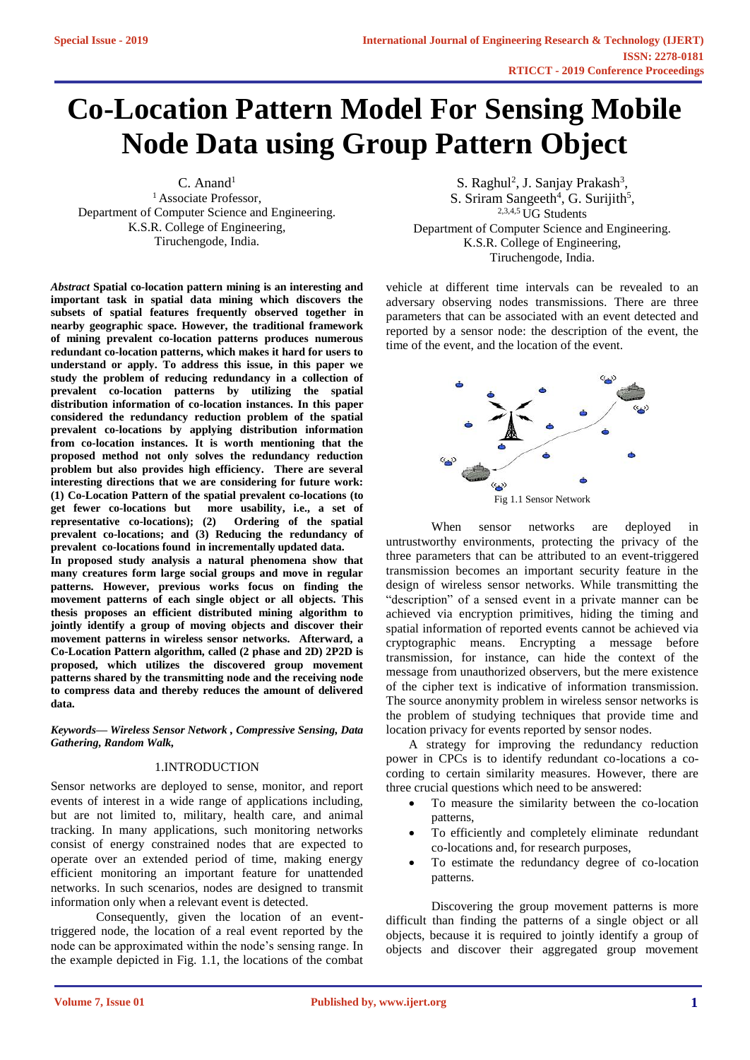# Co-Location Pattern Model For Sensing Mobile Node Data using Group Pattern Object

C. Anand[1]
[1] Associate Professor,
Department of Computer Science and Engineering.
K.S.R. College of Engineering,
Tiruchengode, India.

S. Raghul[2], J. Sanjay Prakash[3],
S. Sriram Sangeeth[4], G. Surijith[5],
[2,3,4,5] UG Students
Department of Computer Science and Engineering.
K.S.R. College of Engineering,
Tiruchengode, India.

***Abstract*** **Spatial co-location pattern mining is an interesting and important task in spatial data mining which discovers the subsets of spatial features frequently observed together in nearby geographic space. However, the traditional framework of mining prevalent co-location patterns produces numerous redundant co-location patterns, which makes it hard for users to understand or apply. To address this issue, in this paper we study the problem of reducing redundancy in a collection of prevalent co-location patterns by utilizing the spatial distribution information of co-location instances. In this paper considered the redundancy reduction problem of the spatial prevalent co-locations by applying distribution information from co-location instances. It is worth mentioning that the proposed method not only solves the redundancy reduction problem but also provides high efficiency. There are several interesting directions that we are considering for future work: (1) Co-Location Pattern of the spatial prevalent co-locations (to get fewer co-locations but more usability, i.e., a set of representative co-locations); (2) Ordering of the spatial prevalent co-locations; and (3) Reducing the redundancy of prevalent co-locations found in incrementally updated data.**

**In proposed study analysis a natural phenomena show that many creatures form large social groups and move in regular patterns. However, previous works focus on finding the movement patterns of each single object or all objects. This thesis proposes an efficient distributed mining algorithm to jointly identify a group of moving objects and discover their movement patterns in wireless sensor networks. Afterward, a Co-Location Pattern algorithm, called (2 phase and 2D) 2P2D is proposed, which utilizes the discovered group movement patterns shared by the transmitting node and the receiving node to compress data and thereby reduces the amount of delivered data.**

***Keywords— Wireless Sensor Network , Compressive Sensing, Data Gathering, Random Walk,***

## 1.INTRODUCTION

Sensor networks are deployed to sense, monitor, and report events of interest in a wide range of applications including, but are not limited to, military, health care, and animal tracking. In many applications, such monitoring networks consist of energy constrained nodes that are expected to operate over an extended period of time, making energy efficient monitoring an important feature for unattended networks. In such scenarios, nodes are designed to transmit information only when a relevant event is detected.

Consequently, given the location of an event-triggered node, the location of a real event reported by the node can be approximated within the node's sensing range. In the example depicted in Fig. 1.1, the locations of the combat vehicle at different time intervals can be revealed to an adversary observing nodes transmissions. There are three parameters that can be associated with an event detected and reported by a sensor node: the description of the event, the time of the event, and the location of the event.

Fig 1.1 Sensor Network

When sensor networks are deployed in untrustworthy environments, protecting the privacy of the three parameters that can be attributed to an event-triggered transmission becomes an important security feature in the design of wireless sensor networks. While transmitting the "description" of a sensed event in a private manner can be achieved via encryption primitives, hiding the timing and spatial information of reported events cannot be achieved via cryptographic means. Encrypting a message before transmission, for instance, can hide the context of the message from unauthorized observers, but the mere existence of the cipher text is indicative of information transmission. The source anonymity problem in wireless sensor networks is the problem of studying techniques that provide time and location privacy for events reported by sensor nodes.

A strategy for improving the redundancy reduction power in CPCs is to identify redundant co-locations a co-cording to certain similarity measures. However, there are three crucial questions which need to be answered:

- To measure the similarity between the co-location patterns,
- To efficiently and completely eliminate redundant co-locations and, for research purposes,
- To estimate the redundancy degree of co-location patterns.

Discovering the group movement patterns is more difficult than finding the patterns of a single object or all objects, because it is required to jointly identify a group of objects and discover their aggregated group movement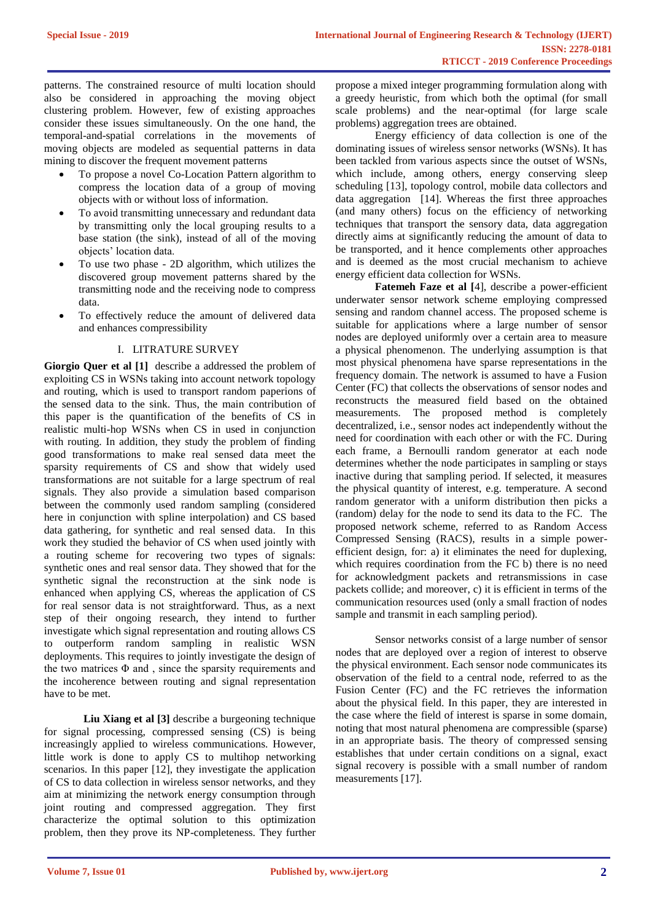patterns. The constrained resource of multi location should also be considered in approaching the moving object clustering problem. However, few of existing approaches consider these issues simultaneously. On the one hand, the temporal-and-spatial correlations in the movements of moving objects are modeled as sequential patterns in data mining to discover the frequent movement patterns

- To propose a novel Co-Location Pattern algorithm to compress the location data of a group of moving objects with or without loss of information.
- To avoid transmitting unnecessary and redundant data by transmitting only the local grouping results to a base station (the sink), instead of all of the moving objects' location data.
- To use two phase - 2D algorithm, which utilizes the discovered group movement patterns shared by the transmitting node and the receiving node to compress data.
- To effectively reduce the amount of delivered data and enhances compressibility

## I. LITRATURE SURVEY

**Giorgio Quer et al [1]** describe a addressed the problem of exploiting CS in WSNs taking into account network topology and routing, which is used to transport random paperions of the sensed data to the sink. Thus, the main contribution of this paper is the quantification of the benefits of CS in realistic multi-hop WSNs when CS in used in conjunction with routing. In addition, they study the problem of finding good transformations to make real sensed data meet the sparsity requirements of CS and show that widely used transformations are not suitable for a large spectrum of real signals. They also provide a simulation based comparison between the commonly used random sampling (considered here in conjunction with spline interpolation) and CS based data gathering, for synthetic and real sensed data. In this work they studied the behavior of CS when used jointly with a routing scheme for recovering two types of signals: synthetic ones and real sensor data. They showed that for the synthetic signal the reconstruction at the sink node is enhanced when applying CS, whereas the application of CS for real sensor data is not straightforward. Thus, as a next step of their ongoing research, they intend to further investigate which signal representation and routing allows CS to outperform random sampling in realistic WSN deployments. This requires to jointly investigate the design of the two matrices Φ and , since the sparsity requirements and the incoherence between routing and signal representation have to be met.

**Liu Xiang et al [3]** describe a burgeoning technique for signal processing, compressed sensing (CS) is being increasingly applied to wireless communications. However, little work is done to apply CS to multihop networking scenarios. In this paper [12], they investigate the application of CS to data collection in wireless sensor networks, and they aim at minimizing the network energy consumption through joint routing and compressed aggregation. They first characterize the optimal solution to this optimization problem, then they prove its NP-completeness. They further propose a mixed integer programming formulation along with a greedy heuristic, from which both the optimal (for small scale problems) and the near-optimal (for large scale problems) aggregation trees are obtained.

Energy efficiency of data collection is one of the dominating issues of wireless sensor networks (WSNs). It has been tackled from various aspects since the outset of WSNs, which include, among others, energy conserving sleep scheduling [13], topology control, mobile data collectors and data aggregation [14]. Whereas the first three approaches (and many others) focus on the efficiency of networking techniques that transport the sensory data, data aggregation directly aims at significantly reducing the amount of data to be transported, and it hence complements other approaches and is deemed as the most crucial mechanism to achieve energy efficient data collection for WSNs.

**Fatemeh Faze et al [**4], describe a power-efficient underwater sensor network scheme employing compressed sensing and random channel access. The proposed scheme is suitable for applications where a large number of sensor nodes are deployed uniformly over a certain area to measure a physical phenomenon. The underlying assumption is that most physical phenomena have sparse representations in the frequency domain. The network is assumed to have a Fusion Center (FC) that collects the observations of sensor nodes and reconstructs the measured field based on the obtained measurements. The proposed method is completely decentralized, i.e., sensor nodes act independently without the need for coordination with each other or with the FC. During each frame, a Bernoulli random generator at each node determines whether the node participates in sampling or stays inactive during that sampling period. If selected, it measures the physical quantity of interest, e.g. temperature. A second random generator with a uniform distribution then picks a (random) delay for the node to send its data to the FC. The proposed network scheme, referred to as Random Access Compressed Sensing (RACS), results in a simple power-efficient design, for: a) it eliminates the need for duplexing, which requires coordination from the FC b) there is no need for acknowledgment packets and retransmissions in case packets collide; and moreover, c) it is efficient in terms of the communication resources used (only a small fraction of nodes sample and transmit in each sampling period).

Sensor networks consist of a large number of sensor nodes that are deployed over a region of interest to observe the physical environment. Each sensor node communicates its observation of the field to a central node, referred to as the Fusion Center (FC) and the FC retrieves the information about the physical field. In this paper, they are interested in the case where the field of interest is sparse in some domain, noting that most natural phenomena are compressible (sparse) in an appropriate basis. The theory of compressed sensing establishes that under certain conditions on a signal, exact signal recovery is possible with a small number of random measurements [17].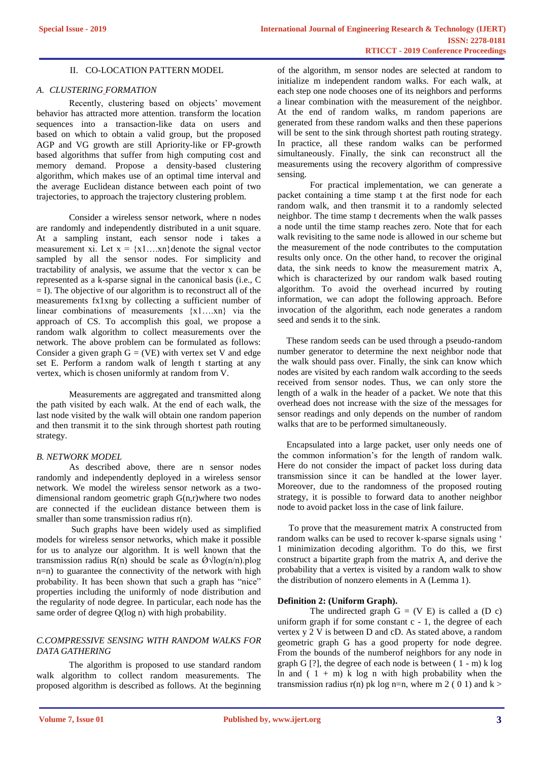## II. CO-LOCATION PATTERN MODEL

### *A. CLUSTERING FORMATION*

Recently, clustering based on objects' movement behavior has attracted more attention. transform the location sequences into a transaction-like data on users and based on which to obtain a valid group, but the proposed AGP and VG growth are still Apriority-like or FP-growth based algorithms that suffer from high computing cost and memory demand. Propose a density-based clustering algorithm, which makes use of an optimal time interval and the average Euclidean distance between each point of two trajectories, to approach the trajectory clustering problem.

Consider a wireless sensor network, where n nodes are randomly and independently distributed in a unit square. At a sampling instant, each sensor node i takes a measurement xi. Let x = {x1….xn}denote the signal vector sampled by all the sensor nodes. For simplicity and tractability of analysis, we assume that the vector x can be represented as a k-sparse signal in the canonical basis (i.e., C = I). The objective of our algorithm is to reconstruct all of the measurements fx1xng by collecting a sufficient number of linear combinations of measurements {x1….xn} via the approach of CS. To accomplish this goal, we propose a random walk algorithm to collect measurements over the network. The above problem can be formulated as follows: Consider a given graph G = (VE) with vertex set V and edge set E. Perform a random walk of length t starting at any vertex, which is chosen uniformly at random from V.

Measurements are aggregated and transmitted along the path visited by each walk. At the end of each walk, the last node visited by the walk will obtain one random paperion and then transmit it to the sink through shortest path routing strategy.

### *B. NETWORK MODEL*

As described above, there are n sensor nodes randomly and independently deployed in a wireless sensor network. We model the wireless sensor network as a two-dimensional random geometric graph G(n,r)where two nodes are connected if the euclidean distance between them is smaller than some transmission radius r(n).

Such graphs have been widely used as simplified models for wireless sensor networks, which make it possible for us to analyze our algorithm. It is well known that the transmission radius R(n) should be scale as Ǿ√log(n/n).plog n=n) to guarantee the connectivity of the network with high probability. It has been shown that such a graph has "nice" properties including the uniformly of node distribution and the regularity of node degree. In particular, each node has the same order of degree Q(log n) with high probability.

### *C.COMPRESSIVE SENSING WITH RANDOM WALKS FOR DATA GATHERING*

The algorithm is proposed to use standard random walk algorithm to collect random measurements. The proposed algorithm is described as follows. At the beginning of the algorithm, m sensor nodes are selected at random to initialize m independent random walks. For each walk, at each step one node chooses one of its neighbors and performs a linear combination with the measurement of the neighbor. At the end of random walks, m random paperions are generated from these random walks and then these paperions will be sent to the sink through shortest path routing strategy. In practice, all these random walks can be performed simultaneously. Finally, the sink can reconstruct all the measurements using the recovery algorithm of compressive sensing.

For practical implementation, we can generate a packet containing a time stamp t at the first node for each random walk, and then transmit it to a randomly selected neighbor. The time stamp t decrements when the walk passes a node until the time stamp reaches zero. Note that for each walk revisiting to the same node is allowed in our scheme but the measurement of the node contributes to the computation results only once. On the other hand, to recover the original data, the sink needs to know the measurement matrix A, which is characterized by our random walk based routing algorithm. To avoid the overhead incurred by routing information, we can adopt the following approach. Before invocation of the algorithm, each node generates a random seed and sends it to the sink.

These random seeds can be used through a pseudo-random number generator to determine the next neighbor node that the walk should pass over. Finally, the sink can know which nodes are visited by each random walk according to the seeds received from sensor nodes. Thus, we can only store the length of a walk in the header of a packet. We note that this overhead does not increase with the size of the messages for sensor readings and only depends on the number of random walks that are to be performed simultaneously.

Encapsulated into a large packet, user only needs one of the common information's for the length of random walk. Here do not consider the impact of packet loss during data transmission since it can be handled at the lower layer. Moreover, due to the randomness of the proposed routing strategy, it is possible to forward data to another neighbor node to avoid packet loss in the case of link failure.

To prove that the measurement matrix A constructed from random walks can be used to recover k-sparse signals using ' 1 minimization decoding algorithm. To do this, we first construct a bipartite graph from the matrix A, and derive the probability that a vertex is visited by a random walk to show the distribution of nonzero elements in A (Lemma 1).

**Definition 2: (Uniform Graph).**

The undirected graph G = (V E) is called a (D c) uniform graph if for some constant c - 1, the degree of each vertex y 2 V is between D and cD. As stated above, a random geometric graph G has a good property for node degree. From the bounds of the numberof neighbors for any node in graph G [?], the degree of each node is between ( 1 - m) k log ln and ( 1 + m) k log n with high probability when the transmission radius r(n) pk log n=n, where m 2 ( 0 1) and k >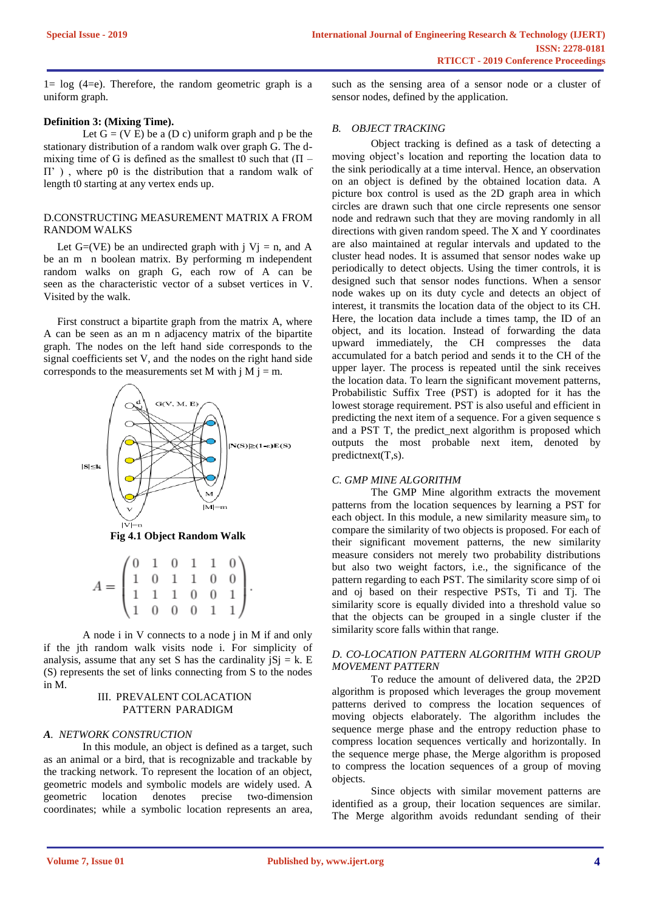1= log (4=e). Therefore, the random geometric graph is a uniform graph.

**Definition 3: (Mixing Time).**

Let G = (V E) be a (D c) uniform graph and p be the stationary distribution of a random walk over graph G. The d-mixing time of G is defined as the smallest t0 such that (Π – Π' ) , where p0 is the distribution that a random walk of length t0 starting at any vertex ends up.

D.CONSTRUCTING MEASUREMENT MATRIX A FROM RANDOM WALKS

Let G=(VE) be an undirected graph with j Vj = n, and A be an m n boolean matrix. By performing m independent random walks on graph G, each row of A can be seen as the characteristic vector of a subset vertices in V. Visited by the walk.

First construct a bipartite graph from the matrix A, where A can be seen as an m n adjacency matrix of the bipartite graph. The nodes on the left hand side corresponds to the signal coefficients set V, and the nodes on the right hand side corresponds to the measurements set M with j M j = m.

Fig 4.1 Object Random Walk

$$A = \begin{pmatrix} 0 & 1 & 0 & 1 & 1 & 0 \\ 1 & 0 & 1 & 1 & 0 & 0 \\ 1 & 1 & 1 & 0 & 0 & 1 \\ 1 & 0 & 0 & 0 & 1 & 1 \end{pmatrix}.$$

A node i in V connects to a node j in M if and only if the jth random walk visits node i. For simplicity of analysis, assume that any set S has the cardinality jSj = k. E (S) represents the set of links connecting from S to the nodes in M.

## III. PREVALENT COLACATION PATTERN PARADIGM

### *A. NETWORK CONSTRUCTION*

In this module, an object is defined as a target, such as an animal or a bird, that is recognizable and trackable by the tracking network. To represent the location of an object, geometric models and symbolic models are widely used. A geometric location denotes precise two-dimension coordinates; while a symbolic location represents an area, such as the sensing area of a sensor node or a cluster of sensor nodes, defined by the application.

### *B. OBJECT TRACKING*

Object tracking is defined as a task of detecting a moving object's location and reporting the location data to the sink periodically at a time interval. Hence, an observation on an object is defined by the obtained location data. A picture box control is used as the 2D graph area in which circles are drawn such that one circle represents one sensor node and redrawn such that they are moving randomly in all directions with given random speed. The X and Y coordinates are also maintained at regular intervals and updated to the cluster head nodes. It is assumed that sensor nodes wake up periodically to detect objects. Using the timer controls, it is designed such that sensor nodes functions. When a sensor node wakes up on its duty cycle and detects an object of interest, it transmits the location data of the object to its CH. Here, the location data include a times tamp, the ID of an object, and its location. Instead of forwarding the data upward immediately, the CH compresses the data accumulated for a batch period and sends it to the CH of the upper layer. The process is repeated until the sink receives the location data. To learn the significant movement patterns, Probabilistic Suffix Tree (PST) is adopted for it has the lowest storage requirement. PST is also useful and efficient in predicting the next item of a sequence. For a given sequence s and a PST T, the predict_next algorithm is proposed which outputs the most probable next item, denoted by predictnext(T,s).

### *C. GMP MINE ALGORITHM*

The GMP Mine algorithm extracts the movement patterns from the location sequences by learning a PST for each object. In this module, a new similarity measure $sim_p$ to compare the similarity of two objects is proposed. For each of their significant movement patterns, the new similarity measure considers not merely two probability distributions but also two weight factors, i.e., the significance of the pattern regarding to each PST. The similarity score simp of oi and oj based on their respective PSTs, Ti and Tj. The similarity score is equally divided into a threshold value so that the objects can be grouped in a single cluster if the similarity score falls within that range.

### *D. CO-LOCATION PATTERN ALGORITHM WITH GROUP MOVEMENT PATTERN*

To reduce the amount of delivered data, the 2P2D algorithm is proposed which leverages the group movement patterns derived to compress the location sequences of moving objects elaborately. The algorithm includes the sequence merge phase and the entropy reduction phase to compress location sequences vertically and horizontally. In the sequence merge phase, the Merge algorithm is proposed to compress the location sequences of a group of moving objects.

Since objects with similar movement patterns are identified as a group, their location sequences are similar. The Merge algorithm avoids redundant sending of their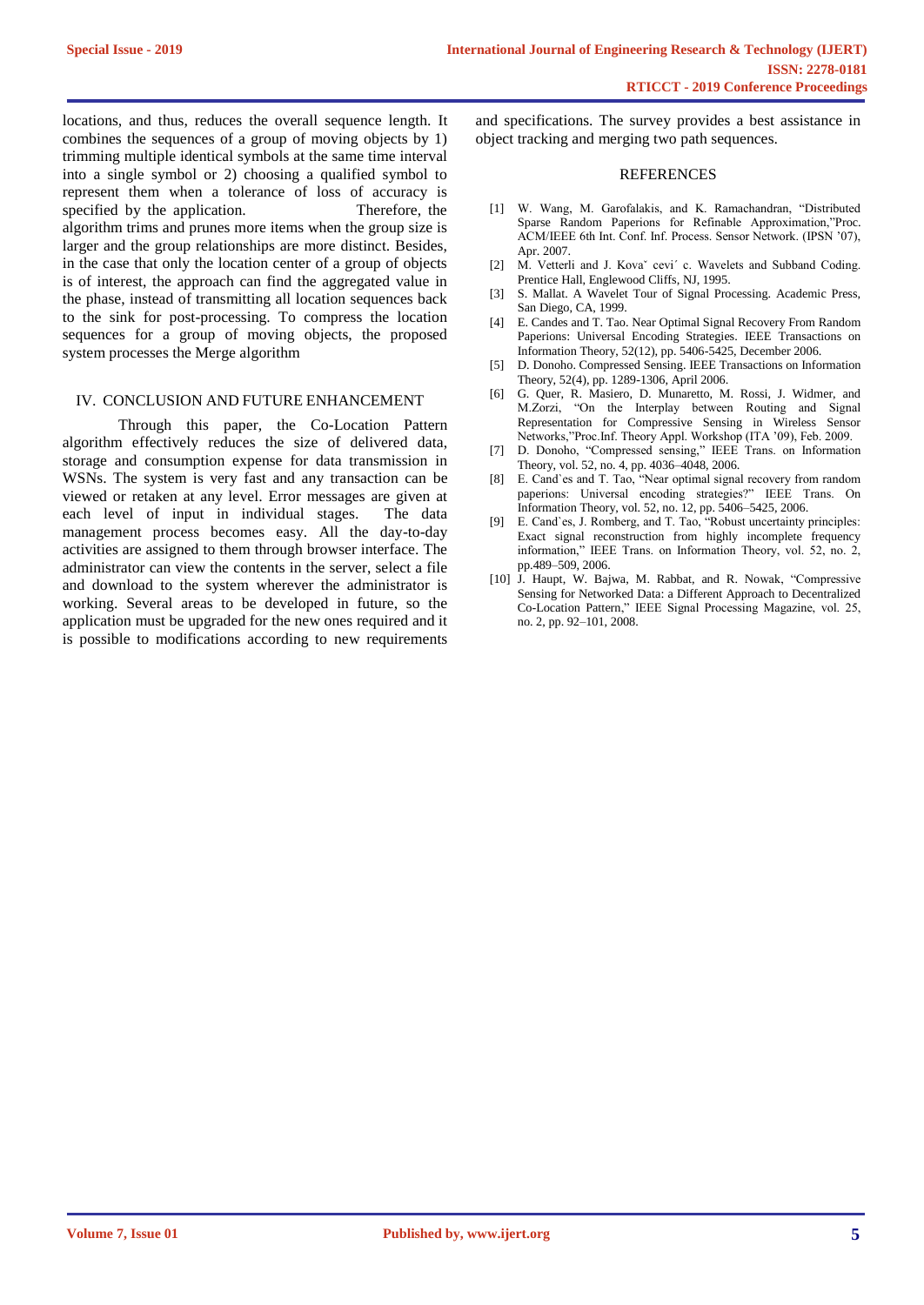locations, and thus, reduces the overall sequence length. It combines the sequences of a group of moving objects by 1) trimming multiple identical symbols at the same time interval into a single symbol or 2) choosing a qualified symbol to represent them when a tolerance of loss of accuracy is specified by the application. Therefore, the algorithm trims and prunes more items when the group size is larger and the group relationships are more distinct. Besides, in the case that only the location center of a group of objects is of interest, the approach can find the aggregated value in the phase, instead of transmitting all location sequences back to the sink for post-processing. To compress the location sequences for a group of moving objects, the proposed system processes the Merge algorithm

## IV. CONCLUSION AND FUTURE ENHANCEMENT

Through this paper, the Co-Location Pattern algorithm effectively reduces the size of delivered data, storage and consumption expense for data transmission in WSNs. The system is very fast and any transaction can be viewed or retaken at any level. Error messages are given at each level of input in individual stages. The data management process becomes easy. All the day-to-day activities are assigned to them through browser interface. The administrator can view the contents in the server, select a file and download to the system wherever the administrator is working. Several areas to be developed in future, so the application must be upgraded for the new ones required and it is possible to modifications according to new requirements and specifications. The survey provides a best assistance in object tracking and merging two path sequences.

## REFERENCES

[1] W. Wang, M. Garofalakis, and K. Ramachandran, "Distributed Sparse Random Paperions for Refinable Approximation,"Proc. ACM/IEEE 6th Int. Conf. Inf. Process. Sensor Network. (IPSN '07), Apr. 2007.

[2] M. Vetterli and J. Kovaˇ cevi´ c. Wavelets and Subband Coding. Prentice Hall, Englewood Cliffs, NJ, 1995.

[3] S. Mallat. A Wavelet Tour of Signal Processing. Academic Press, San Diego, CA, 1999.

[4] E. Candes and T. Tao. Near Optimal Signal Recovery From Random Paperions: Universal Encoding Strategies. IEEE Transactions on Information Theory, 52(12), pp. 5406-5425, December 2006.

[5] D. Donoho. Compressed Sensing. IEEE Transactions on Information Theory, 52(4), pp. 1289-1306, April 2006.

[6] G. Quer, R. Masiero, D. Munaretto, M. Rossi, J. Widmer, and M.Zorzi, "On the Interplay between Routing and Signal Representation for Compressive Sensing in Wireless Sensor Networks,"Proc.Inf. Theory Appl. Workshop (ITA '09), Feb. 2009.

[7] D. Donoho, "Compressed sensing," IEEE Trans. on Information Theory, vol. 52, no. 4, pp. 4036–4048, 2006.

[8] E. Cand`es and T. Tao, "Near optimal signal recovery from random paperions: Universal encoding strategies?" IEEE Trans. On Information Theory, vol. 52, no. 12, pp. 5406–5425, 2006.

[9] E. Cand`es, J. Romberg, and T. Tao, "Robust uncertainty principles: Exact signal reconstruction from highly incomplete frequency information," IEEE Trans. on Information Theory, vol. 52, no. 2, pp.489–509, 2006.

[10] J. Haupt, W. Bajwa, M. Rabbat, and R. Nowak, "Compressive Sensing for Networked Data: a Different Approach to Decentralized Co-Location Pattern," IEEE Signal Processing Magazine, vol. 25, no. 2, pp. 92–101, 2008.